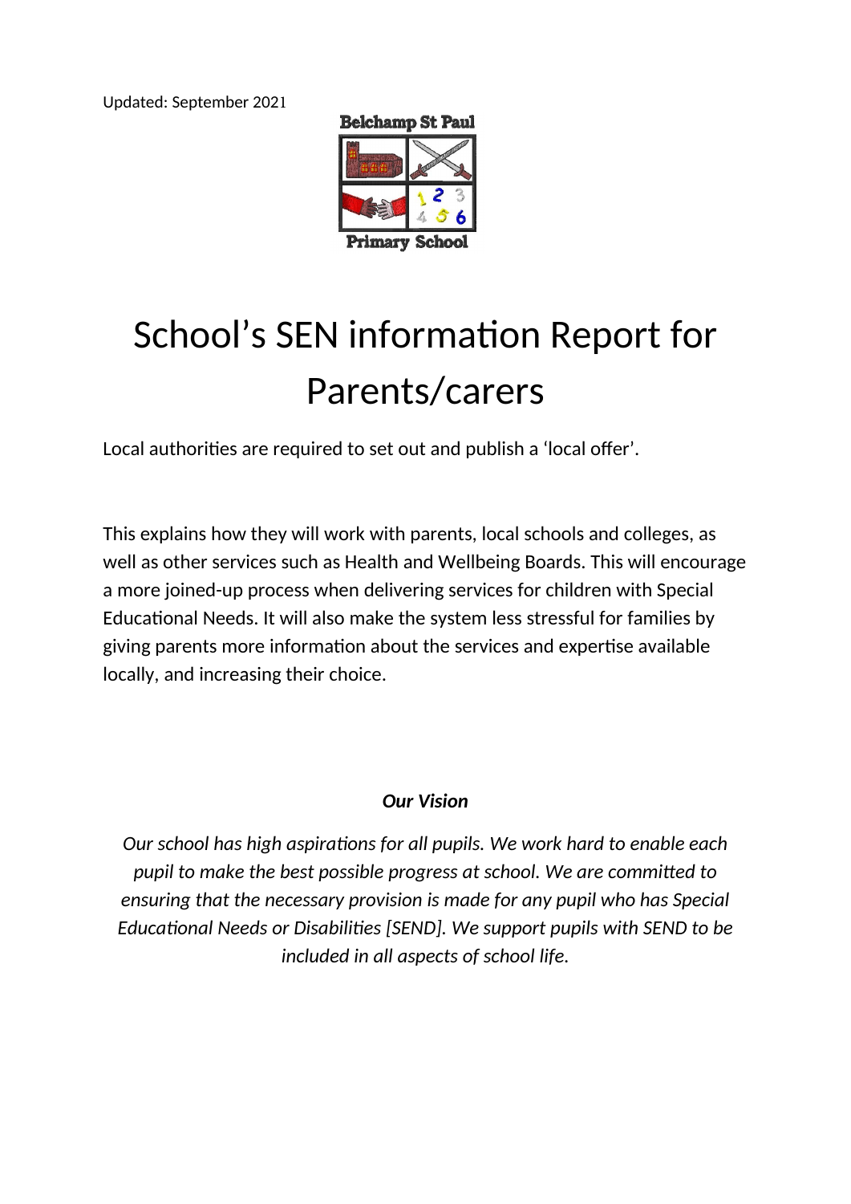Updated: September 2021

Belchamp St Paul Primary School

# School's SEN information Report for Parents/carers

Local authorities are required to set out and publish a 'local offer'.

This explains how they will work with parents, local schools and colleges, as well as other services such as Health and Wellbeing Boards. This will encourage a more joined-up process when delivering services for children with Special Educational Needs. It will also make the system less stressful for families by giving parents more information about the services and expertise available locally, and increasing their choice.

***Our Vision***

*Our school has high aspirations for all pupils. We work hard to enable each pupil to make the best possible progress at school. We are committed to ensuring that the necessary provision is made for any pupil who has Special Educational Needs or Disabilities [SEND]. We support pupils with SEND to be included in all aspects of school life.*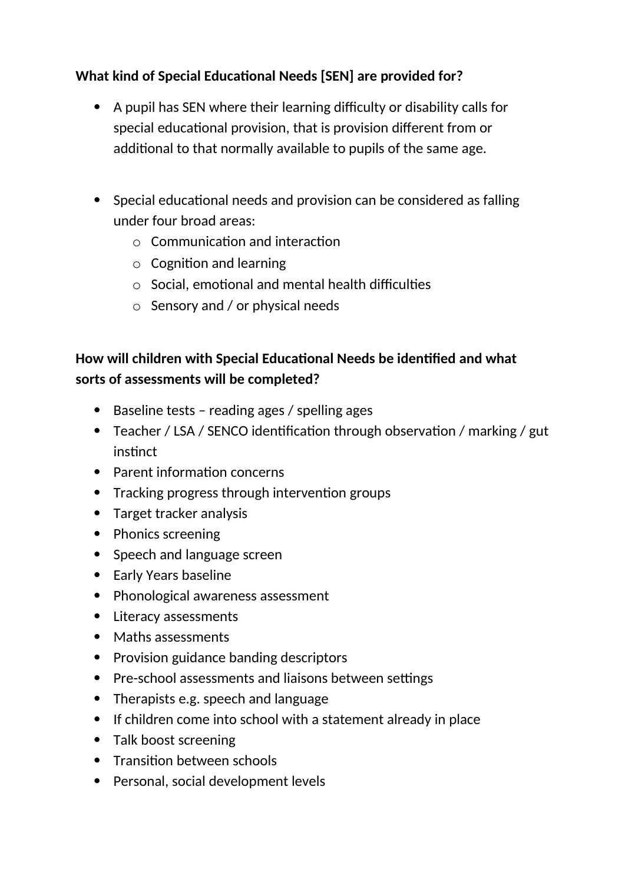**What kind of Special Educational Needs [SEN] are provided for?**

- A pupil has SEN where their learning difficulty or disability calls for special educational provision, that is provision different from or additional to that normally available to pupils of the same age.

- Special educational needs and provision can be considered as falling under four broad areas:
  - Communication and interaction
  - Cognition and learning
  - Social, emotional and mental health difficulties
  - Sensory and / or physical needs

**How will children with Special Educational Needs be identified and what sorts of assessments will be completed?**

- Baseline tests – reading ages / spelling ages
- Teacher / LSA / SENCO identification through observation / marking / gut instinct
- Parent information concerns
- Tracking progress through intervention groups
- Target tracker analysis
- Phonics screening
- Speech and language screen
- Early Years baseline
- Phonological awareness assessment
- Literacy assessments
- Maths assessments
- Provision guidance banding descriptors
- Pre-school assessments and liaisons between settings
- Therapists e.g. speech and language
- If children come into school with a statement already in place
- Talk boost screening
- Transition between schools
- Personal, social development levels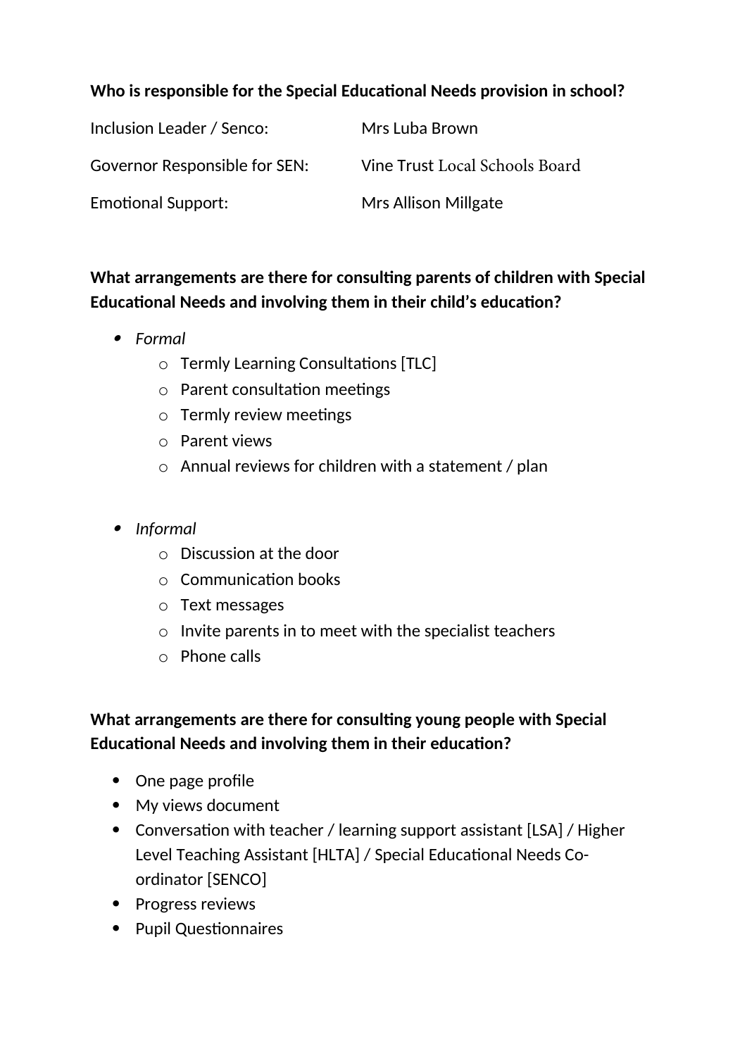**Who is responsible for the Special Educational Needs provision in school?**

| | |
|---|---|
| Inclusion Leader / Senco: | Mrs Luba Brown |
| Governor Responsible for SEN: | Vine Trust Local Schools Board |
| Emotional Support: | Mrs Allison Millgate |

**What arrangements are there for consulting parents of children with Special Educational Needs and involving them in their child's education?**

- *Formal*
  - Termly Learning Consultations [TLC]
  - Parent consultation meetings
  - Termly review meetings
  - Parent views
  - Annual reviews for children with a statement / plan

- *Informal*
  - Discussion at the door
  - Communication books
  - Text messages
  - Invite parents in to meet with the specialist teachers
  - Phone calls

**What arrangements are there for consulting young people with Special Educational Needs and involving them in their education?**

- One page profile
- My views document
- Conversation with teacher / learning support assistant [LSA] / Higher Level Teaching Assistant [HLTA] / Special Educational Needs Co-ordinator [SENCO]
- Progress reviews
- Pupil Questionnaires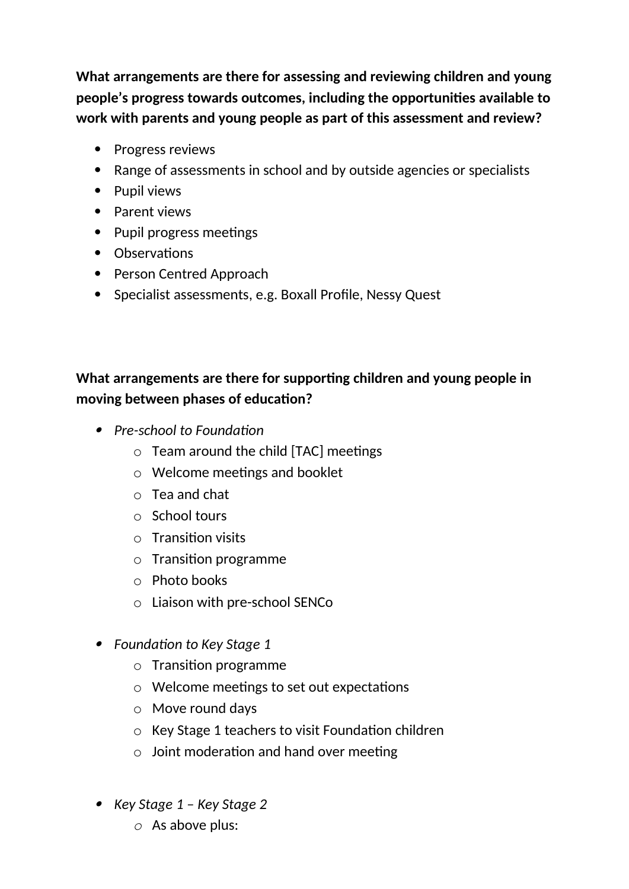**What arrangements are there for assessing and reviewing children and young people's progress towards outcomes, including the opportunities available to work with parents and young people as part of this assessment and review?**

- Progress reviews
- Range of assessments in school and by outside agencies or specialists
- Pupil views
- Parent views
- Pupil progress meetings
- Observations
- Person Centred Approach
- Specialist assessments, e.g. Boxall Profile, Nessy Quest

**What arrangements are there for supporting children and young people in moving between phases of education?**

- *Pre-school to Foundation*
    - Team around the child [TAC] meetings
    - Welcome meetings and booklet
    - Tea and chat
    - School tours
    - Transition visits
    - Transition programme
    - Photo books
    - Liaison with pre-school SENCo

- *Foundation to Key Stage 1*
    - Transition programme
    - Welcome meetings to set out expectations
    - Move round days
    - Key Stage 1 teachers to visit Foundation children
    - Joint moderation and hand over meeting

- *Key Stage 1 – Key Stage 2*
    - As above plus: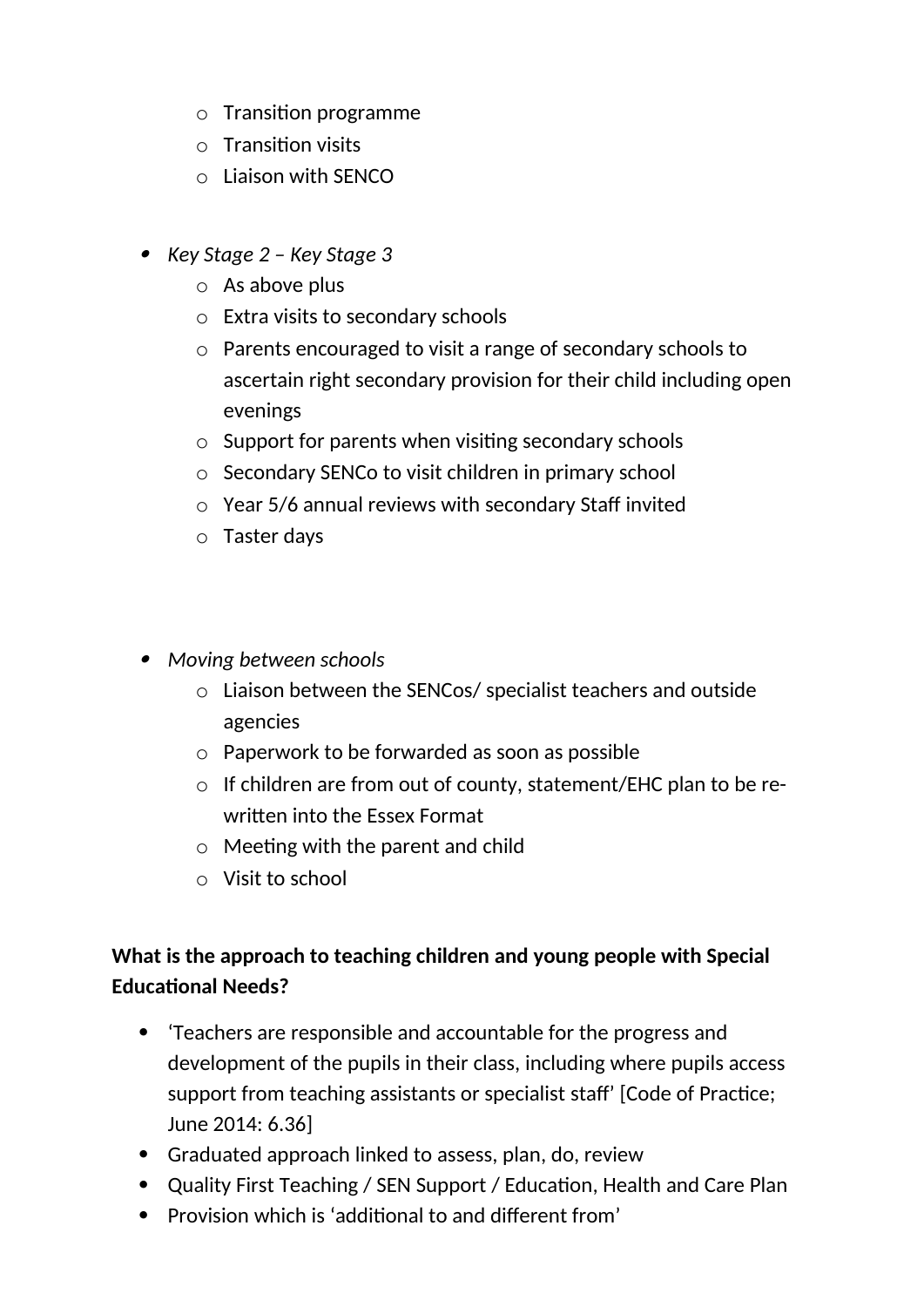- Transition programme
  - Transition visits
  - Liaison with SENCO

- *Key Stage 2 – Key Stage 3*
  - As above plus
  - Extra visits to secondary schools
  - Parents encouraged to visit a range of secondary schools to ascertain right secondary provision for their child including open evenings
  - Support for parents when visiting secondary schools
  - Secondary SENCo to visit children in primary school
  - Year 5/6 annual reviews with secondary Staff invited
  - Taster days

- *Moving between schools*
  - Liaison between the SENCos/ specialist teachers and outside agencies
  - Paperwork to be forwarded as soon as possible
  - If children are from out of county, statement/EHC plan to be re-written into the Essex Format
  - Meeting with the parent and child
  - Visit to school

**What is the approach to teaching children and young people with Special Educational Needs?**

- 'Teachers are responsible and accountable for the progress and development of the pupils in their class, including where pupils access support from teaching assistants or specialist staff' [Code of Practice; June 2014: 6.36]
- Graduated approach linked to assess, plan, do, review
- Quality First Teaching / SEN Support / Education, Health and Care Plan
- Provision which is 'additional to and different from'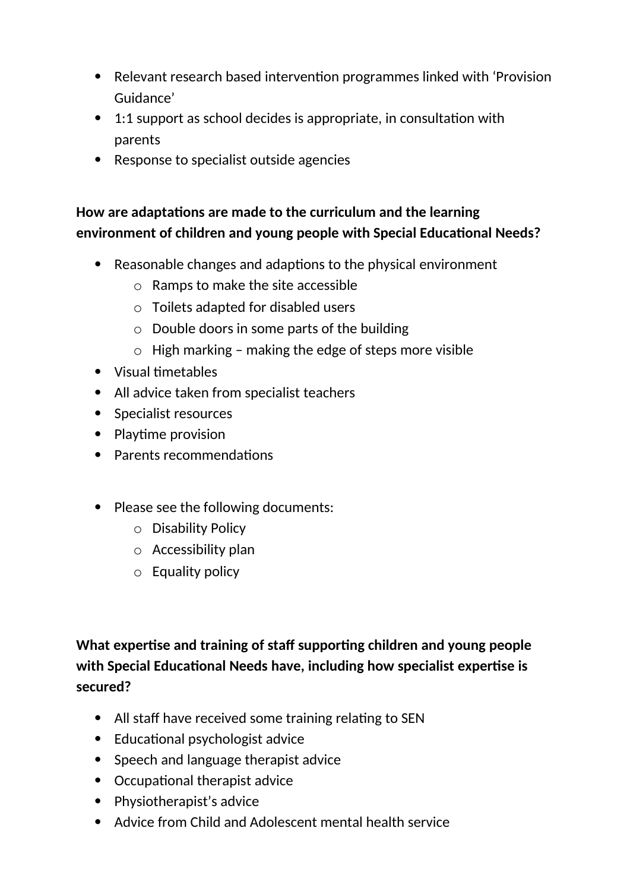- Relevant research based intervention programmes linked with 'Provision Guidance'
- 1:1 support as school decides is appropriate, in consultation with parents
- Response to specialist outside agencies

**How are adaptations are made to the curriculum and the learning environment of children and young people with Special Educational Needs?**

- Reasonable changes and adaptions to the physical environment
  - Ramps to make the site accessible
  - Toilets adapted for disabled users
  - Double doors in some parts of the building
  - High marking – making the edge of steps more visible
- Visual timetables
- All advice taken from specialist teachers
- Specialist resources
- Playtime provision
- Parents recommendations

- Please see the following documents:
  - Disability Policy
  - Accessibility plan
  - Equality policy

**What expertise and training of staff supporting children and young people with Special Educational Needs have, including how specialist expertise is secured?**

- All staff have received some training relating to SEN
- Educational psychologist advice
- Speech and language therapist advice
- Occupational therapist advice
- Physiotherapist's advice
- Advice from Child and Adolescent mental health service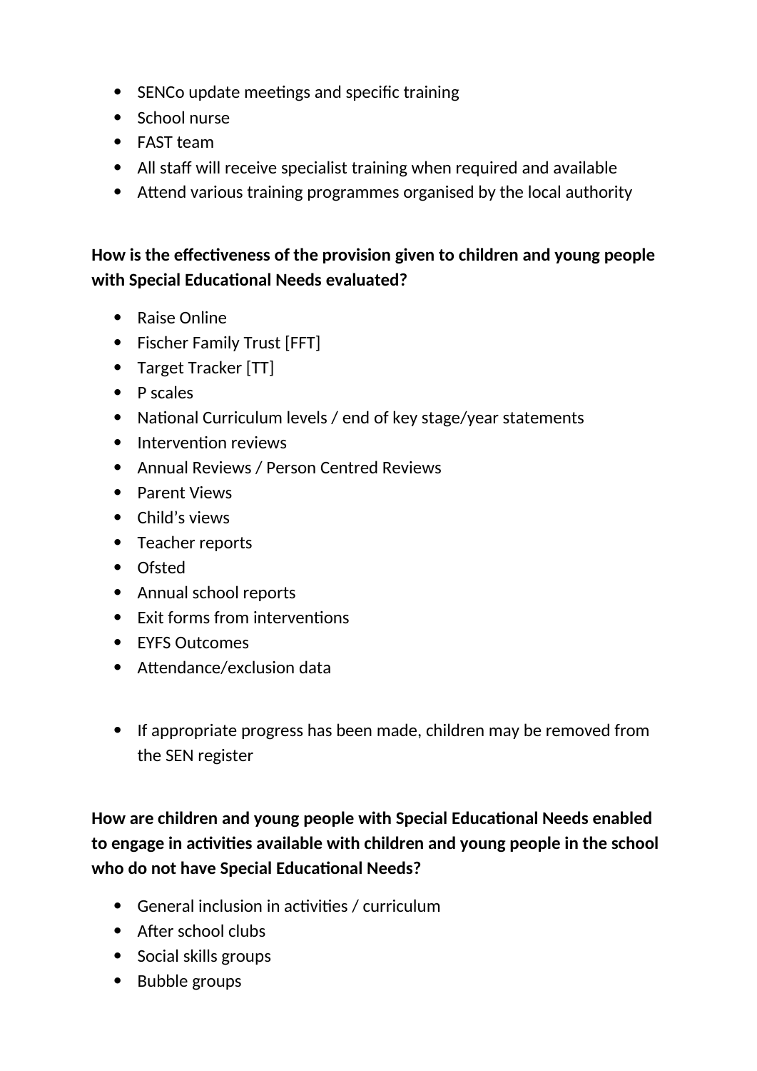- SENCo update meetings and specific training
- School nurse
- FAST team
- All staff will receive specialist training when required and available
- Attend various training programmes organised by the local authority

**How is the effectiveness of the provision given to children and young people with Special Educational Needs evaluated?**

- Raise Online
- Fischer Family Trust [FFT]
- Target Tracker [TT]
- P scales
- National Curriculum levels / end of key stage/year statements
- Intervention reviews
- Annual Reviews / Person Centred Reviews
- Parent Views
- Child's views
- Teacher reports
- Ofsted
- Annual school reports
- Exit forms from interventions
- EYFS Outcomes
- Attendance/exclusion data

- If appropriate progress has been made, children may be removed from the SEN register

**How are children and young people with Special Educational Needs enabled to engage in activities available with children and young people in the school who do not have Special Educational Needs?**

- General inclusion in activities / curriculum
- After school clubs
- Social skills groups
- Bubble groups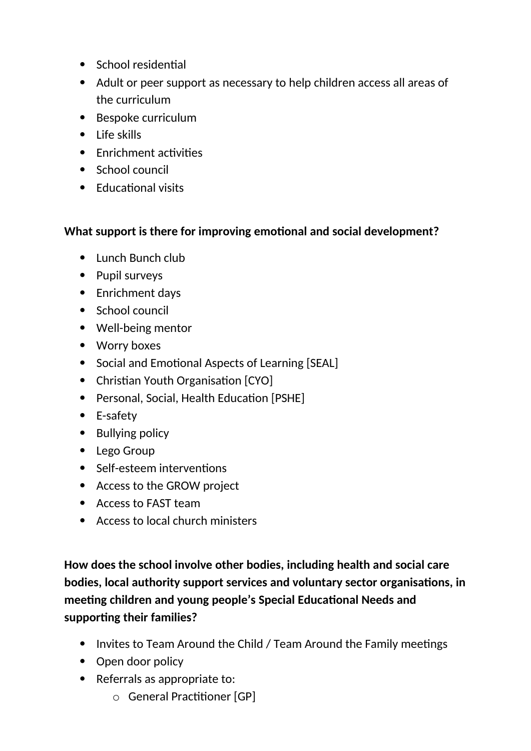- School residential
- Adult or peer support as necessary to help children access all areas of the curriculum
- Bespoke curriculum
- Life skills
- Enrichment activities
- School council
- Educational visits

**What support is there for improving emotional and social development?**

- Lunch Bunch club
- Pupil surveys
- Enrichment days
- School council
- Well-being mentor
- Worry boxes
- Social and Emotional Aspects of Learning [SEAL]
- Christian Youth Organisation [CYO]
- Personal, Social, Health Education [PSHE]
- E-safety
- Bullying policy
- Lego Group
- Self-esteem interventions
- Access to the GROW project
- Access to FAST team
- Access to local church ministers

**How does the school involve other bodies, including health and social care bodies, local authority support services and voluntary sector organisations, in meeting children and young people's Special Educational Needs and supporting their families?**

- Invites to Team Around the Child / Team Around the Family meetings
- Open door policy
- Referrals as appropriate to:
  - General Practitioner [GP]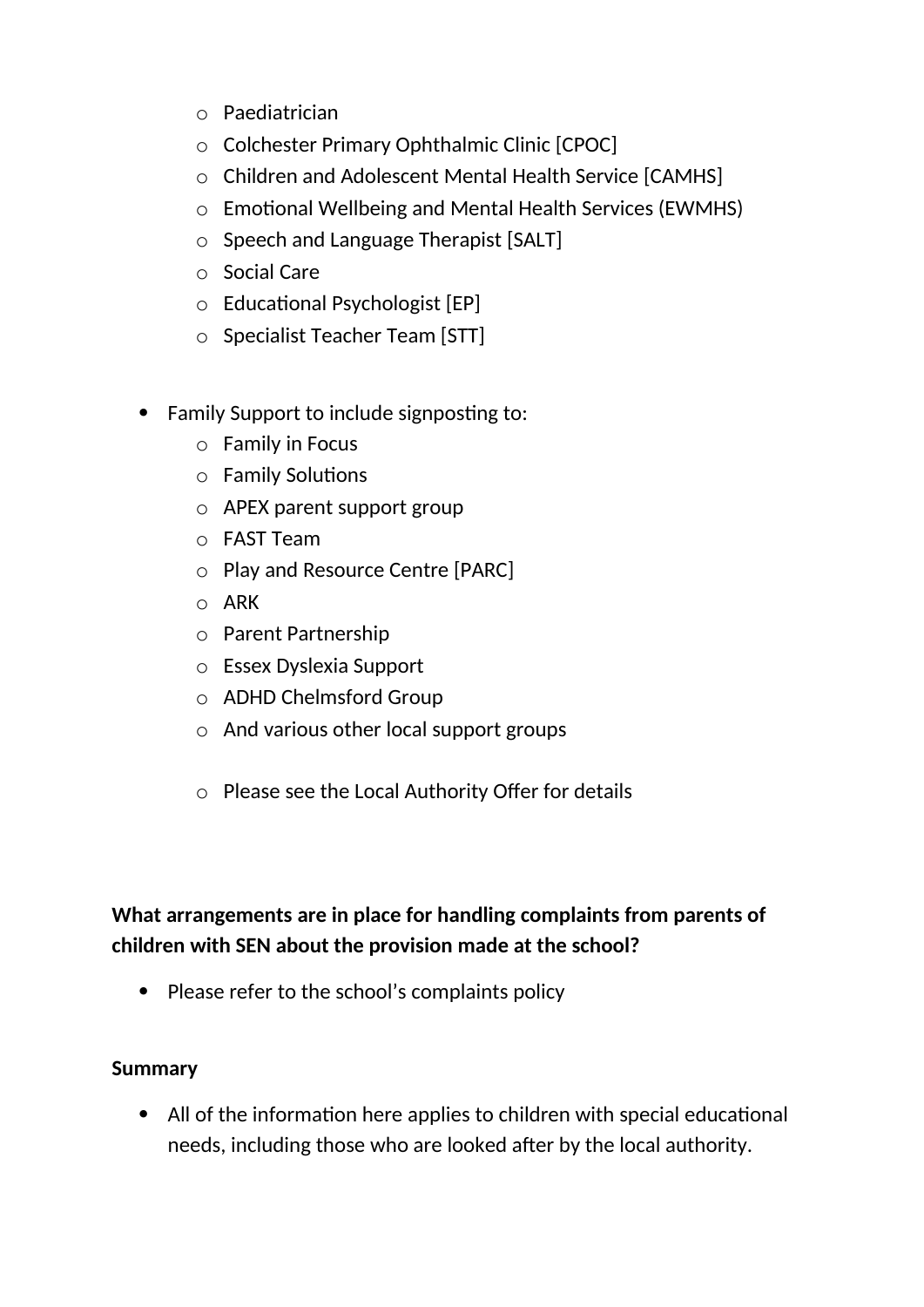- Paediatrician
  - Colchester Primary Ophthalmic Clinic [CPOC]
  - Children and Adolescent Mental Health Service [CAMHS]
  - Emotional Wellbeing and Mental Health Services (EWMHS)
  - Speech and Language Therapist [SALT]
  - Social Care
  - Educational Psychologist [EP]
  - Specialist Teacher Team [STT]

- Family Support to include signposting to:
  - Family in Focus
  - Family Solutions
  - APEX parent support group
  - FAST Team
  - Play and Resource Centre [PARC]
  - ARK
  - Parent Partnership
  - Essex Dyslexia Support
  - ADHD Chelmsford Group
  - And various other local support groups

  - Please see the Local Authority Offer for details

**What arrangements are in place for handling complaints from parents of children with SEN about the provision made at the school?**

- Please refer to the school's complaints policy

**Summary**

- All of the information here applies to children with special educational needs, including those who are looked after by the local authority.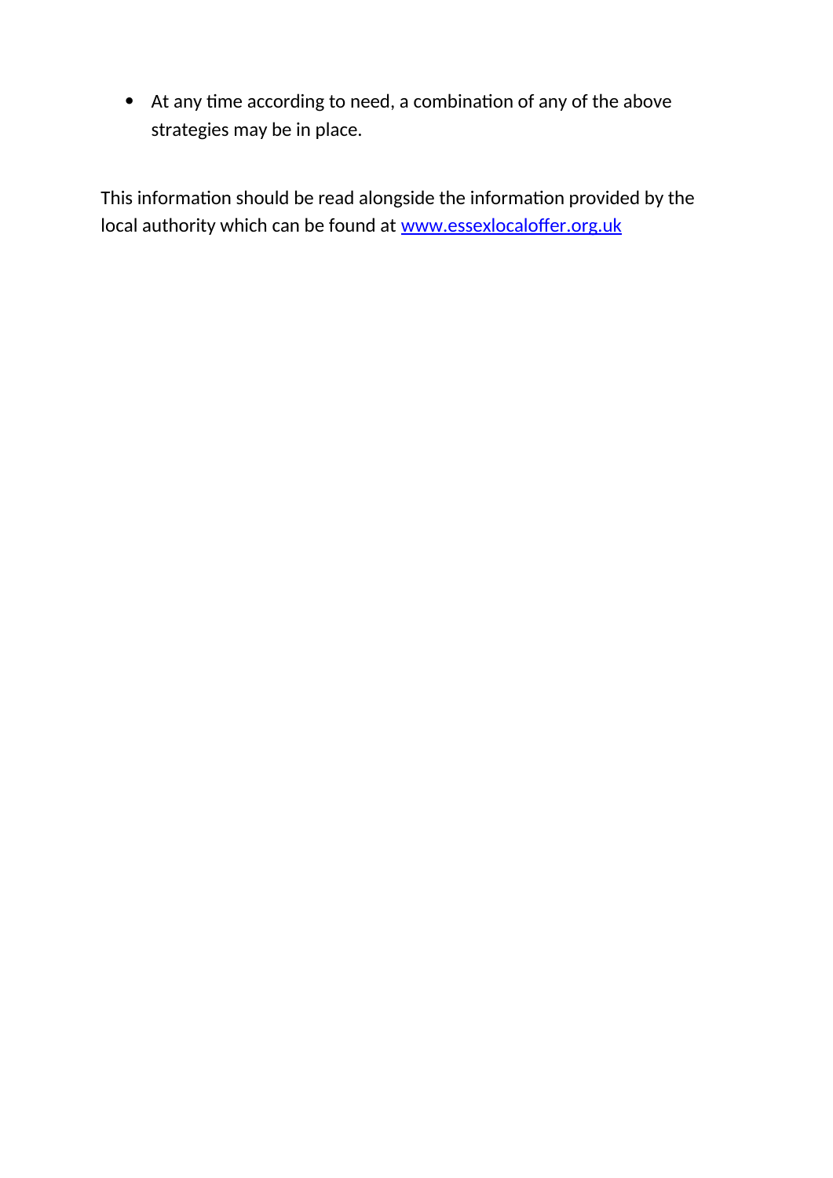- At any time according to need, a combination of any of the above strategies may be in place.

This information should be read alongside the information provided by the local authority which can be found at [www.essexlocaloffer.org.uk](http://www.essexlocaloffer.org.uk)